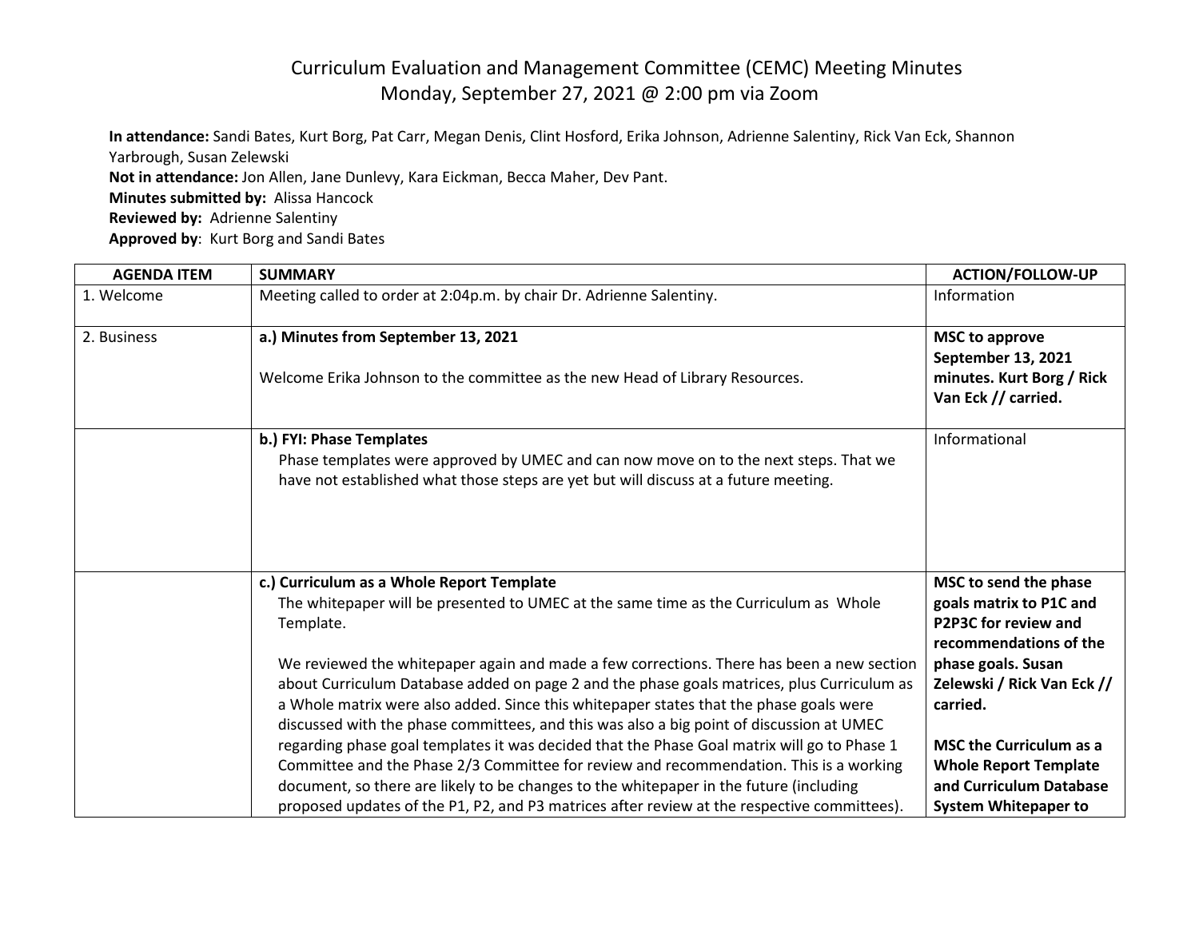# Curriculum Evaluation and Management Committee (CEMC) Meeting Minutes
## Monday, September 27, 2021 @ 2:00 pm via Zoom

**In attendance:** Sandi Bates, Kurt Borg, Pat Carr, Megan Denis, Clint Hosford, Erika Johnson, Adrienne Salentiny, Rick Van Eck, Shannon Yarbrough, Susan Zelewski
**Not in attendance:** Jon Allen, Jane Dunlevy, Kara Eickman, Becca Maher, Dev Pant.
**Minutes submitted by:** Alissa Hancock
**Reviewed by:** Adrienne Salentiny
**Approved by**: Kurt Borg and Sandi Bates

| AGENDA ITEM | SUMMARY | ACTION/FOLLOW-UP |
|---|---|---|
| 1. Welcome | Meeting called to order at 2:04p.m. by chair Dr. Adrienne Salentiny. | Information |
| 2. Business | **a.) Minutes from September 13, 2021**<br><br>Welcome Erika Johnson to the committee as the new Head of Library Resources. | **MSC to approve September 13, 2021 minutes. Kurt Borg / Rick Van Eck // carried.** |
| | **b.) FYI: Phase Templates**<br>Phase templates were approved by UMEC and can now move on to the next steps. That we have not established what those steps are yet but will discuss at a future meeting. | Informational |
| | **c.) Curriculum as a Whole Report Template**<br>The whitepaper will be presented to UMEC at the same time as the Curriculum as Whole Template.<br><br>We reviewed the whitepaper again and made a few corrections. There has been a new section about Curriculum Database added on page 2 and the phase goals matrices, plus Curriculum as a Whole matrix were also added. Since this whitepaper states that the phase goals were discussed with the phase committees, and this was also a big point of discussion at UMEC regarding phase goal templates it was decided that the Phase Goal matrix will go to Phase 1 Committee and the Phase 2/3 Committee for review and recommendation. This is a working document, so there are likely to be changes to the whitepaper in the future (including proposed updates of the P1, P2, and P3 matrices after review at the respective committees). | **MSC to send the phase goals matrix to P1C and P2P3C for review and recommendations of the phase goals. Susan Zelewski / Rick Van Eck // carried.**<br><br>**MSC the Curriculum as a Whole Report Template and Curriculum Database System Whitepaper to** |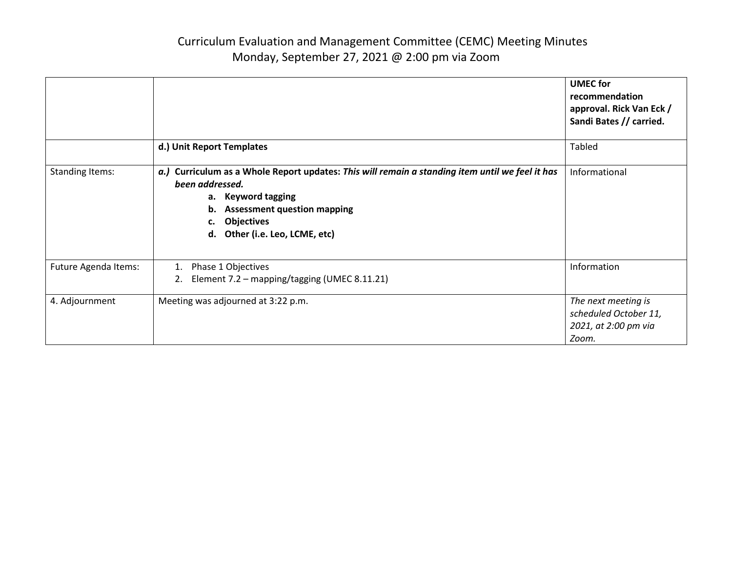# Curriculum Evaluation and Management Committee (CEMC) Meeting Minutes
Monday, September 27, 2021 @ 2:00 pm via Zoom

| | | |
|---|---|---|
| | | **UMEC for recommendation approval. Rick Van Eck / Sandi Bates // carried.** |
| | **d.) Unit Report Templates** | Tabled |
| Standing Items: | ***a.)* Curriculum as a Whole Report updates:** ***This will remain a standing item until we feel it has been addressed.*** <br> **a. Keyword tagging** <br> **b. Assessment question mapping** <br> **c. Objectives** <br> **d. Other (i.e. Leo, LCME, etc)** | Informational |
| Future Agenda Items: | 1. Phase 1 Objectives <br> 2. Element 7.2 – mapping/tagging (UMEC 8.11.21) | Information |
| 4. Adjournment | Meeting was adjourned at 3:22 p.m. | *The next meeting is scheduled October 11, 2021, at 2:00 pm via Zoom.* |